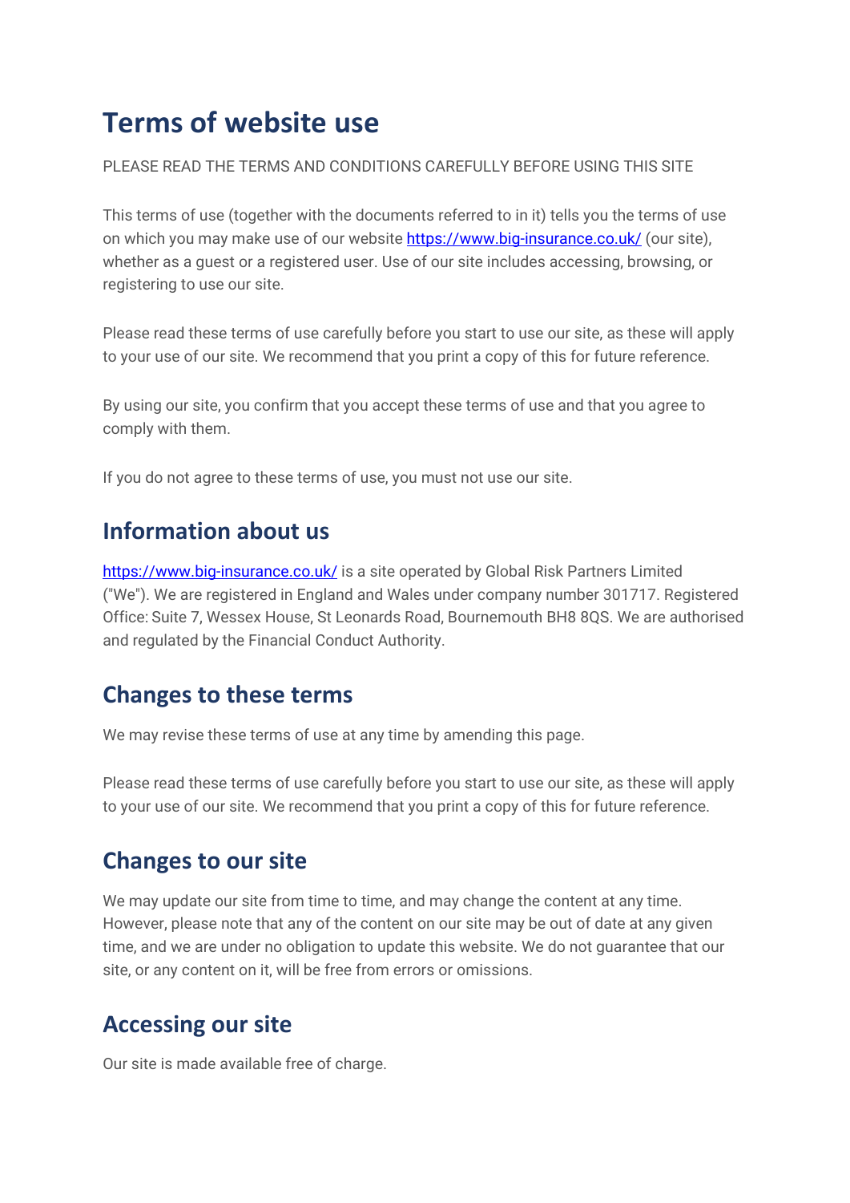# Terms of website use

PLEASE READ THE TERMS AND CONDITIONS CAREFULLY BEFORE USING THIS SITE

This terms of use (together with the documents referred to in it) tells you the terms of use on which you may make use of our website [https://www.big-insurance.co.uk/](https://www.big-insurance.co.uk/) (our site), whether as a guest or a registered user. Use of our site includes accessing, browsing, or registering to use our site.

Please read these terms of use carefully before you start to use our site, as these will apply to your use of our site. We recommend that you print a copy of this for future reference.

By using our site, you confirm that you accept these terms of use and that you agree to comply with them.

If you do not agree to these terms of use, you must not use our site.

## Information about us

[https://www.big-insurance.co.uk/](https://www.big-insurance.co.uk/) is a site operated by Global Risk Partners Limited ("We"). We are registered in England and Wales under company number 301717. Registered Office: Suite 7, Wessex House, St Leonards Road, Bournemouth BH8 8QS. We are authorised and regulated by the Financial Conduct Authority.

## Changes to these terms

We may revise these terms of use at any time by amending this page.

Please read these terms of use carefully before you start to use our site, as these will apply to your use of our site. We recommend that you print a copy of this for future reference.

## Changes to our site

We may update our site from time to time, and may change the content at any time. However, please note that any of the content on our site may be out of date at any given time, and we are under no obligation to update this website. We do not guarantee that our site, or any content on it, will be free from errors or omissions.

## Accessing our site

Our site is made available free of charge.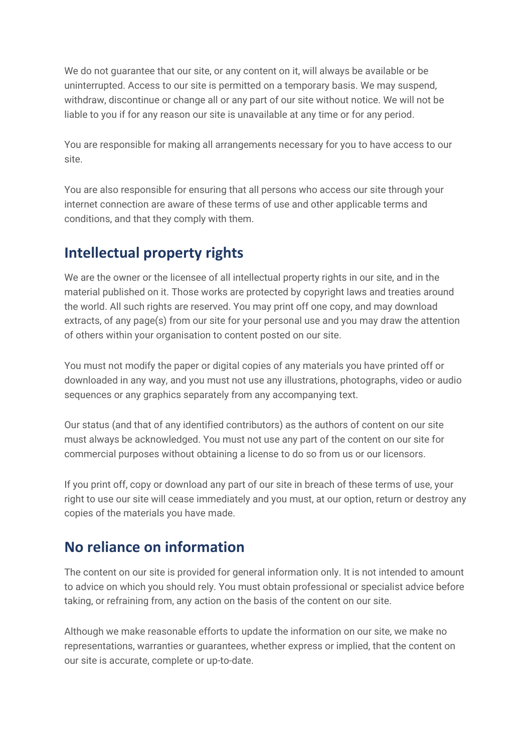We do not guarantee that our site, or any content on it, will always be available or be uninterrupted. Access to our site is permitted on a temporary basis. We may suspend, withdraw, discontinue or change all or any part of our site without notice. We will not be liable to you if for any reason our site is unavailable at any time or for any period.

You are responsible for making all arrangements necessary for you to have access to our site.

You are also responsible for ensuring that all persons who access our site through your internet connection are aware of these terms of use and other applicable terms and conditions, and that they comply with them.

## Intellectual property rights

We are the owner or the licensee of all intellectual property rights in our site, and in the material published on it. Those works are protected by copyright laws and treaties around the world. All such rights are reserved. You may print off one copy, and may download extracts, of any page(s) from our site for your personal use and you may draw the attention of others within your organisation to content posted on our site.

You must not modify the paper or digital copies of any materials you have printed off or downloaded in any way, and you must not use any illustrations, photographs, video or audio sequences or any graphics separately from any accompanying text.

Our status (and that of any identified contributors) as the authors of content on our site must always be acknowledged. You must not use any part of the content on our site for commercial purposes without obtaining a license to do so from us or our licensors.

If you print off, copy or download any part of our site in breach of these terms of use, your right to use our site will cease immediately and you must, at our option, return or destroy any copies of the materials you have made.

## No reliance on information

The content on our site is provided for general information only. It is not intended to amount to advice on which you should rely. You must obtain professional or specialist advice before taking, or refraining from, any action on the basis of the content on our site.

Although we make reasonable efforts to update the information on our site, we make no representations, warranties or guarantees, whether express or implied, that the content on our site is accurate, complete or up-to-date.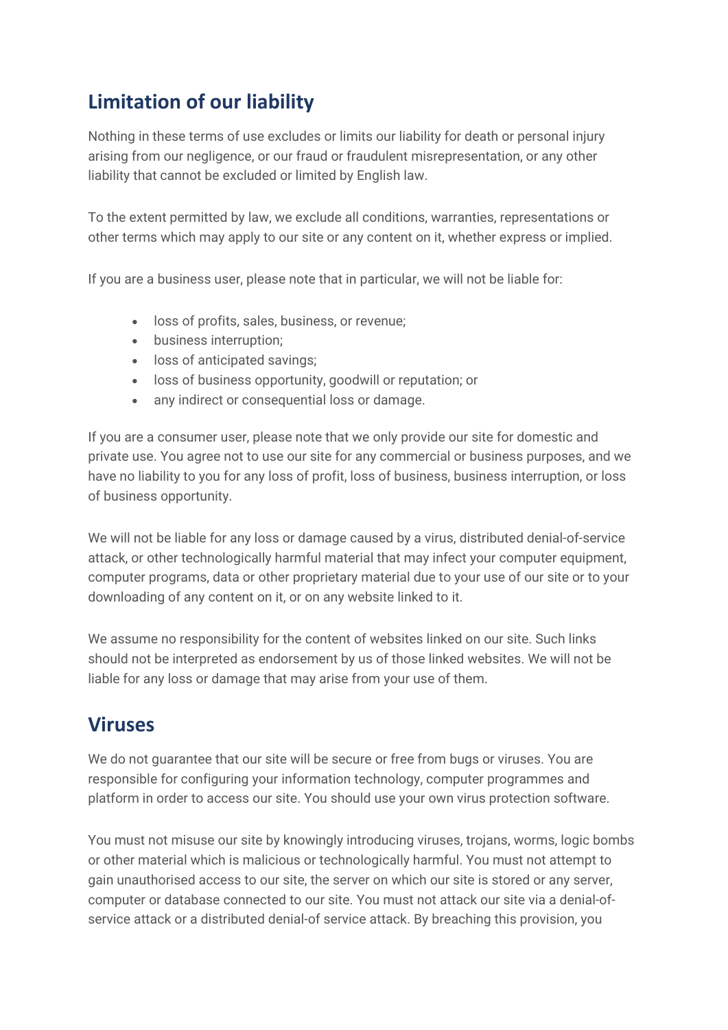## Limitation of our liability

Nothing in these terms of use excludes or limits our liability for death or personal injury arising from our negligence, or our fraud or fraudulent misrepresentation, or any other liability that cannot be excluded or limited by English law.

To the extent permitted by law, we exclude all conditions, warranties, representations or other terms which may apply to our site or any content on it, whether express or implied.

If you are a business user, please note that in particular, we will not be liable for:

- loss of profits, sales, business, or revenue;
- business interruption;
- loss of anticipated savings;
- loss of business opportunity, goodwill or reputation; or
- any indirect or consequential loss or damage.

If you are a consumer user, please note that we only provide our site for domestic and private use. You agree not to use our site for any commercial or business purposes, and we have no liability to you for any loss of profit, loss of business, business interruption, or loss of business opportunity.

We will not be liable for any loss or damage caused by a virus, distributed denial-of-service attack, or other technologically harmful material that may infect your computer equipment, computer programs, data or other proprietary material due to your use of our site or to your downloading of any content on it, or on any website linked to it.

We assume no responsibility for the content of websites linked on our site. Such links should not be interpreted as endorsement by us of those linked websites. We will not be liable for any loss or damage that may arise from your use of them.

## Viruses

We do not guarantee that our site will be secure or free from bugs or viruses. You are responsible for configuring your information technology, computer programmes and platform in order to access our site. You should use your own virus protection software.

You must not misuse our site by knowingly introducing viruses, trojans, worms, logic bombs or other material which is malicious or technologically harmful. You must not attempt to gain unauthorised access to our site, the server on which our site is stored or any server, computer or database connected to our site. You must not attack our site via a denial-of-service attack or a distributed denial-of service attack. By breaching this provision, you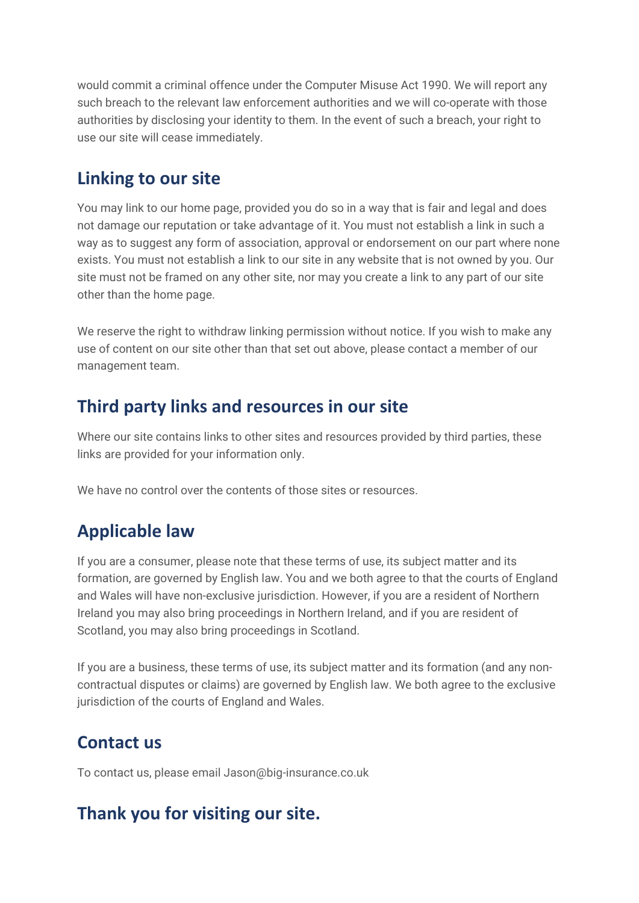would commit a criminal offence under the Computer Misuse Act 1990. We will report any such breach to the relevant law enforcement authorities and we will co-operate with those authorities by disclosing your identity to them. In the event of such a breach, your right to use our site will cease immediately.

## Linking to our site

You may link to our home page, provided you do so in a way that is fair and legal and does not damage our reputation or take advantage of it. You must not establish a link in such a way as to suggest any form of association, approval or endorsement on our part where none exists. You must not establish a link to our site in any website that is not owned by you. Our site must not be framed on any other site, nor may you create a link to any part of our site other than the home page.

We reserve the right to withdraw linking permission without notice. If you wish to make any use of content on our site other than that set out above, please contact a member of our management team.

## Third party links and resources in our site

Where our site contains links to other sites and resources provided by third parties, these links are provided for your information only.

We have no control over the contents of those sites or resources.

## Applicable law

If you are a consumer, please note that these terms of use, its subject matter and its formation, are governed by English law. You and we both agree to that the courts of England and Wales will have non-exclusive jurisdiction. However, if you are a resident of Northern Ireland you may also bring proceedings in Northern Ireland, and if you are resident of Scotland, you may also bring proceedings in Scotland.

If you are a business, these terms of use, its subject matter and its formation (and any non-contractual disputes or claims) are governed by English law. We both agree to the exclusive jurisdiction of the courts of England and Wales.

## Contact us

To contact us, please email Jason@big-insurance.co.uk

## Thank you for visiting our site.